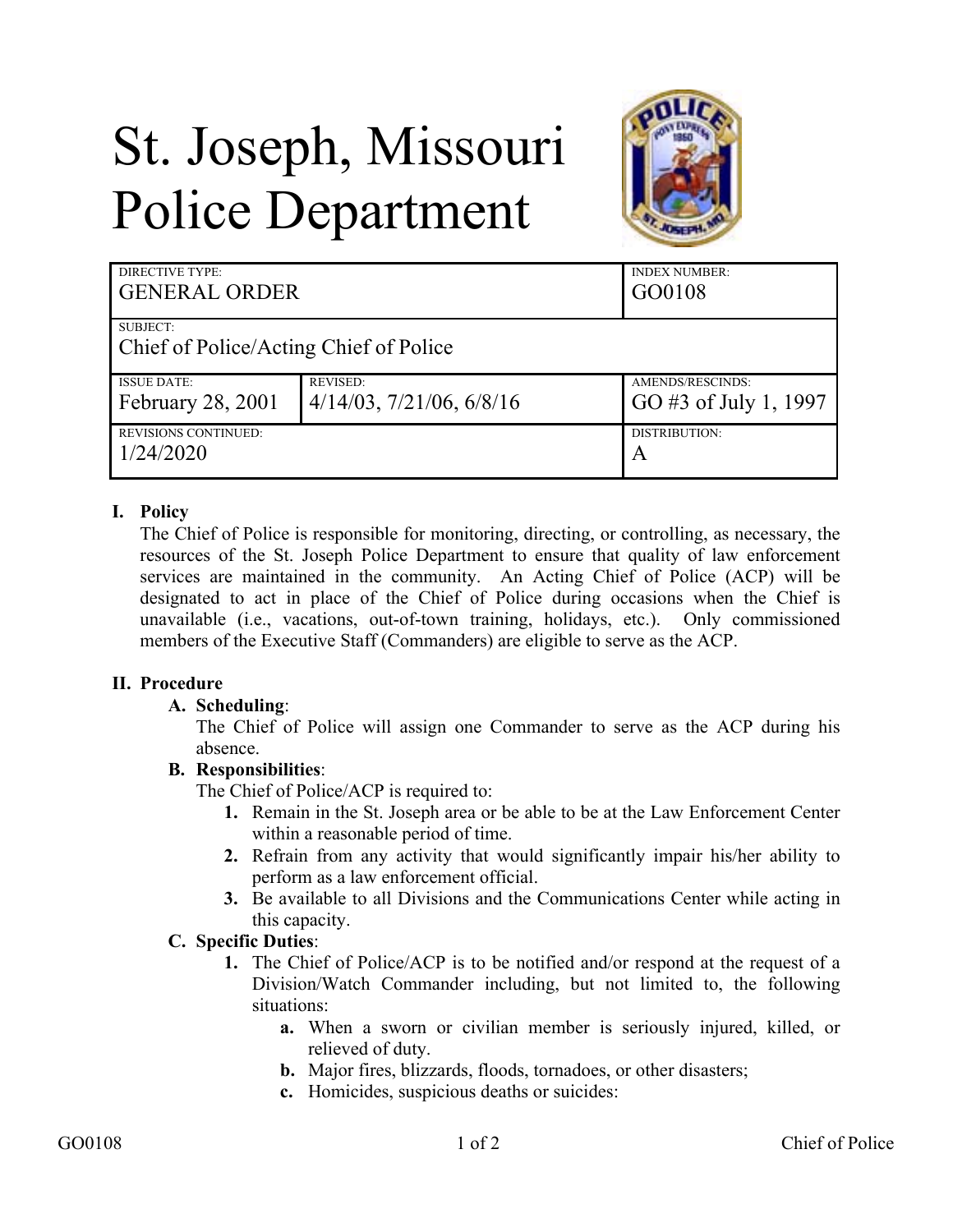# St. Joseph, Missouri Police Department

| DIRECTIVE TYPE: GENERAL ORDER | | INDEX NUMBER: GO0108 |
|---|---|---|
| SUBJECT: Chief of Police/Acting Chief of Police | | |
| ISSUE DATE: February 28, 2001 | REVISED: 4/14/03, 7/21/06, 6/8/16 | AMENDS/RESCINDS: GO #3 of July 1, 1997 |
| REVISIONS CONTINUED: 1/24/2020 | | DISTRIBUTION: A |

## I. Policy

The Chief of Police is responsible for monitoring, directing, or controlling, as necessary, the resources of the St. Joseph Police Department to ensure that quality of law enforcement services are maintained in the community. An Acting Chief of Police (ACP) will be designated to act in place of the Chief of Police during occasions when the Chief is unavailable (i.e., vacations, out-of-town training, holidays, etc.). Only commissioned members of the Executive Staff (Commanders) are eligible to serve as the ACP.

## II. Procedure

**A. Scheduling**:

The Chief of Police will assign one Commander to serve as the ACP during his absence.

**B. Responsibilities**:

The Chief of Police/ACP is required to:

1. Remain in the St. Joseph area or be able to be at the Law Enforcement Center within a reasonable period of time.
2. Refrain from any activity that would significantly impair his/her ability to perform as a law enforcement official.
3. Be available to all Divisions and the Communications Center while acting in this capacity.

**C. Specific Duties**:

1. The Chief of Police/ACP is to be notified and/or respond at the request of a Division/Watch Commander including, but not limited to, the following situations:
   - **a.** When a sworn or civilian member is seriously injured, killed, or relieved of duty.
   - **b.** Major fires, blizzards, floods, tornadoes, or other disasters;
   - **c.** Homicides, suspicious deaths or suicides: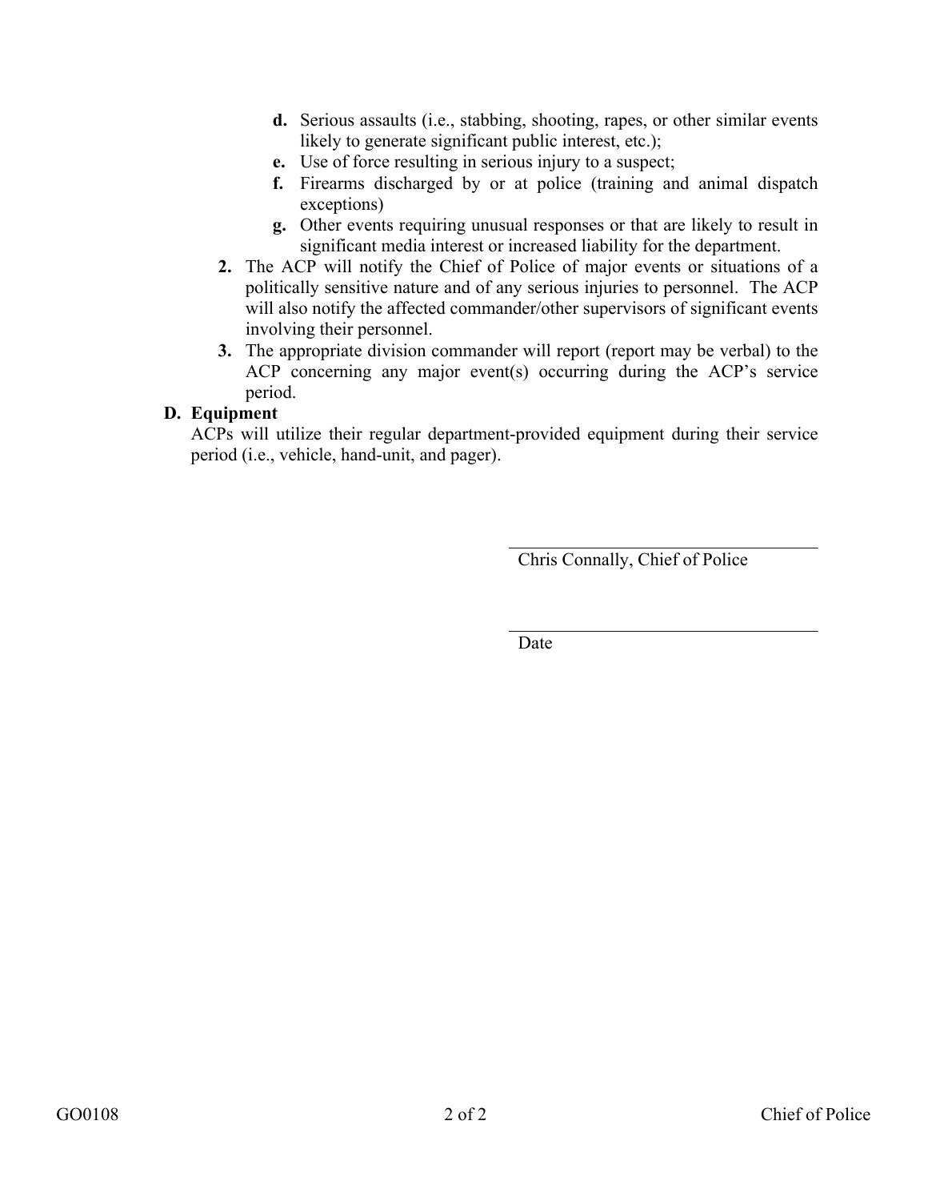d. Serious assaults (i.e., stabbing, shooting, rapes, or other similar events likely to generate significant public interest, etc.);
e. Use of force resulting in serious injury to a suspect;
f. Firearms discharged by or at police (training and animal dispatch exceptions)
g. Other events requiring unusual responses or that are likely to result in significant media interest or increased liability for the department.

2. The ACP will notify the Chief of Police of major events or situations of a politically sensitive nature and of any serious injuries to personnel. The ACP will also notify the affected commander/other supervisors of significant events involving their personnel.
3. The appropriate division commander will report (report may be verbal) to the ACP concerning any major event(s) occurring during the ACP's service period.

**D. Equipment**

ACPs will utilize their regular department-provided equipment during their service period (i.e., vehicle, hand-unit, and pager).

\_\_\_\_\_\_\_\_\_\_\_\_\_\_\_\_\_\_\_\_\_\_\_\_\_\_\_\_\_\_\_\_

Chris Connally, Chief of Police

\_\_\_\_\_\_\_\_\_\_\_\_\_\_\_\_\_\_\_\_\_\_\_\_\_\_\_\_\_\_\_\_

Date